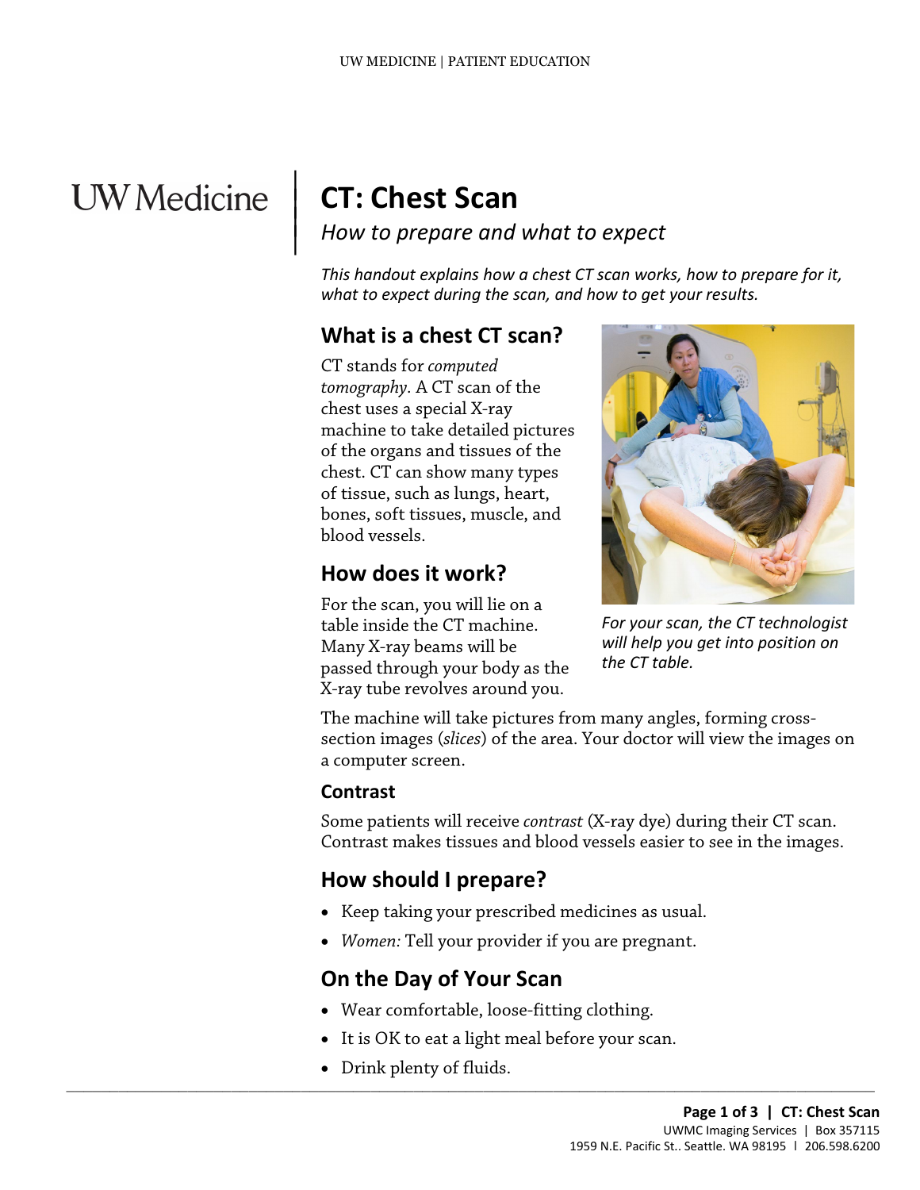# CT: Chest Scan

*How to prepare and what to expect*

*This handout explains how a chest CT scan works, how to prepare for it, what to expect during the scan, and how to get your results.*

## What is a chest CT scan?

CT stands for *computed tomography*. A CT scan of the chest uses a special X-ray machine to take detailed pictures of the organs and tissues of the chest. CT can show many types of tissue, such as lungs, heart, bones, soft tissues, muscle, and blood vessels.

*For your scan, the CT technologist will help you get into position on the CT table.*

## How does it work?

For the scan, you will lie on a table inside the CT machine. Many X-ray beams will be passed through your body as the X-ray tube revolves around you.

The machine will take pictures from many angles, forming cross-section images (*slices*) of the area. Your doctor will view the images on a computer screen.

### Contrast

Some patients will receive *contrast* (X-ray dye) during their CT scan. Contrast makes tissues and blood vessels easier to see in the images.

## How should I prepare?

- Keep taking your prescribed medicines as usual.
- *Women:* Tell your provider if you are pregnant.

## On the Day of Your Scan

- Wear comfortable, loose-fitting clothing.
- It is OK to eat a light meal before your scan.
- Drink plenty of fluids.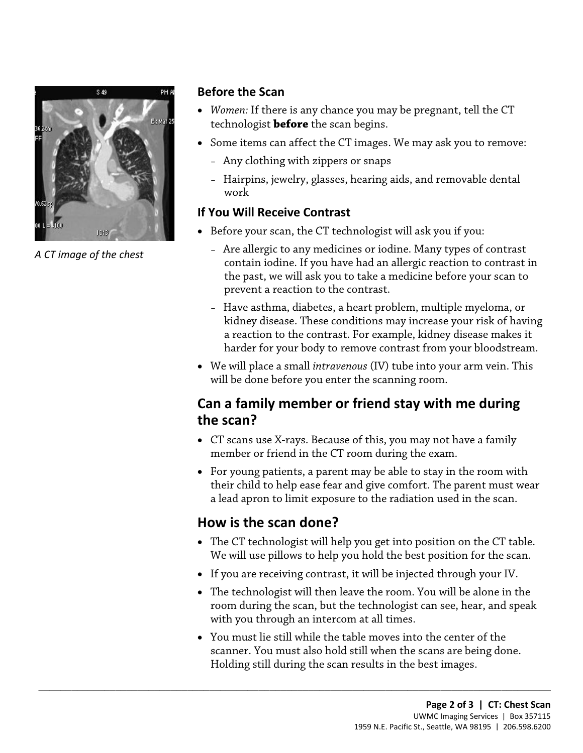A CT image of the chest

### Before the Scan

- *Women:* If there is any chance you may be pregnant, tell the CT technologist **before** the scan begins.
- Some items can affect the CT images. We may ask you to remove:
  - Any clothing with zippers or snaps
  - Hairpins, jewelry, glasses, hearing aids, and removable dental work

### If You Will Receive Contrast

- Before your scan, the CT technologist will ask you if you:
  - Are allergic to any medicines or iodine. Many types of contrast contain iodine. If you have had an allergic reaction to contrast in the past, we will ask you to take a medicine before your scan to prevent a reaction to the contrast.
  - Have asthma, diabetes, a heart problem, multiple myeloma, or kidney disease. These conditions may increase your risk of having a reaction to the contrast. For example, kidney disease makes it harder for your body to remove contrast from your bloodstream.
- We will place a small *intravenous* (IV) tube into your arm vein. This will be done before you enter the scanning room.

## Can a family member or friend stay with me during the scan?

- CT scans use X-rays. Because of this, you may not have a family member or friend in the CT room during the exam.
- For young patients, a parent may be able to stay in the room with their child to help ease fear and give comfort. The parent must wear a lead apron to limit exposure to the radiation used in the scan.

## How is the scan done?

- The CT technologist will help you get into position on the CT table. We will use pillows to help you hold the best position for the scan.
- If you are receiving contrast, it will be injected through your IV.
- The technologist will then leave the room. You will be alone in the room during the scan, but the technologist can see, hear, and speak with you through an intercom at all times.
- You must lie still while the table moves into the center of the scanner. You must also hold still when the scans are being done. Holding still during the scan results in the best images.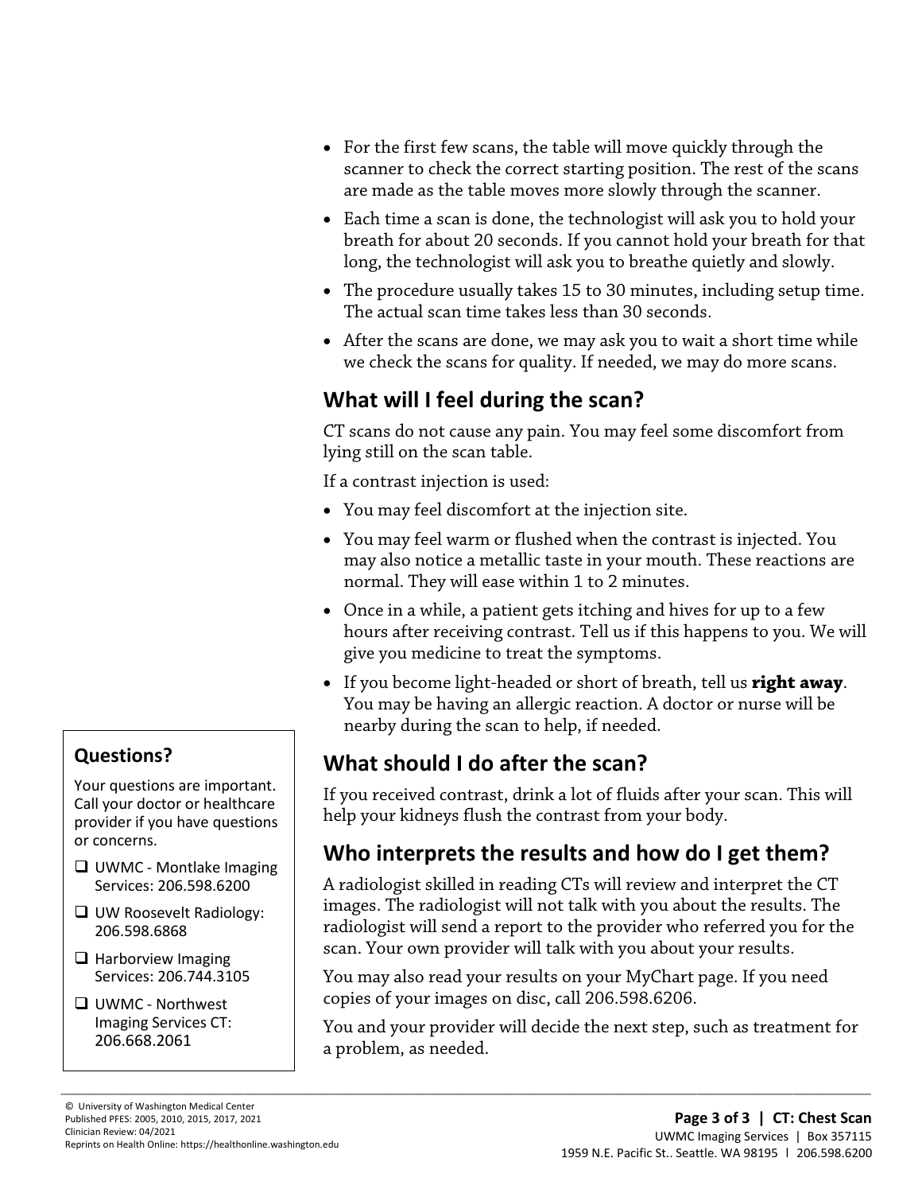- For the first few scans, the table will move quickly through the scanner to check the correct starting position. The rest of the scans are made as the table moves more slowly through the scanner.
- Each time a scan is done, the technologist will ask you to hold your breath for about 20 seconds. If you cannot hold your breath for that long, the technologist will ask you to breathe quietly and slowly.
- The procedure usually takes 15 to 30 minutes, including setup time. The actual scan time takes less than 30 seconds.
- After the scans are done, we may ask you to wait a short time while we check the scans for quality. If needed, we may do more scans.

## What will I feel during the scan?

CT scans do not cause any pain. You may feel some discomfort from lying still on the scan table.

If a contrast injection is used:

- You may feel discomfort at the injection site.
- You may feel warm or flushed when the contrast is injected. You may also notice a metallic taste in your mouth. These reactions are normal. They will ease within 1 to 2 minutes.
- Once in a while, a patient gets itching and hives for up to a few hours after receiving contrast. Tell us if this happens to you. We will give you medicine to treat the symptoms.
- If you become light-headed or short of breath, tell us **right away**. You may be having an allergic reaction. A doctor or nurse will be nearby during the scan to help, if needed.

## What should I do after the scan?

If you received contrast, drink a lot of fluids after your scan. This will help your kidneys flush the contrast from your body.

## Who interprets the results and how do I get them?

A radiologist skilled in reading CTs will review and interpret the CT images. The radiologist will not talk with you about the results. The radiologist will send a report to the provider who referred you for the scan. Your own provider will talk with you about your results.

You may also read your results on your MyChart page. If you need copies of your images on disc, call 206.598.6206.

You and your provider will decide the next step, such as treatment for a problem, as needed.

### Questions?

Your questions are important. Call your doctor or healthcare provider if you have questions or concerns.

- ❑ UWMC - Montlake Imaging Services: 206.598.6200
- ❑ UW Roosevelt Radiology: 206.598.6868
- ❑ Harborview Imaging Services: 206.744.3105
- ❑ UWMC - Northwest Imaging Services CT: 206.668.2061

© University of Washington Medical Center
Published PFES: 2005, 2010, 2015, 2017, 2021
Clinician Review: 04/2021
Reprints on Health Online: https://healthonline.washington.edu

**CT: Chest Scan**
UWMC Imaging Services | Box 357115
1959 N.E. Pacific St.. Seattle. WA 98195 | 206.598.6200